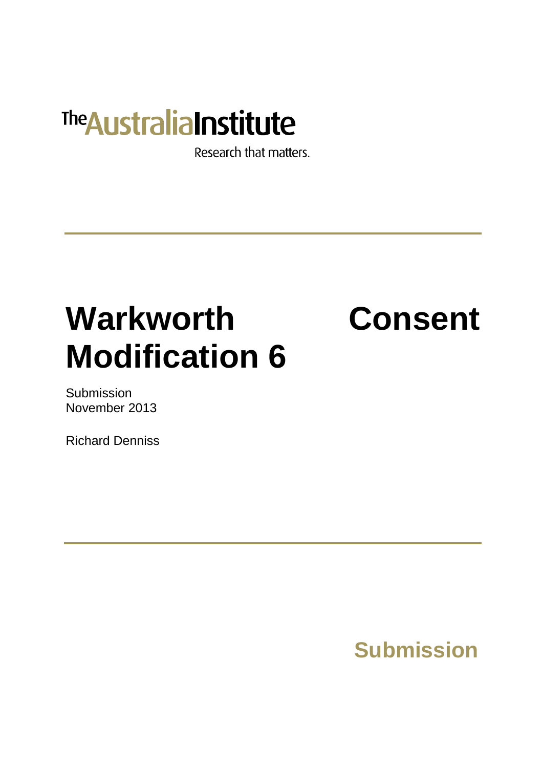The Australia Institute

Research that matters.

# Warkworth Consent Modification 6

Submission
November 2013

Richard Denniss

**Submission**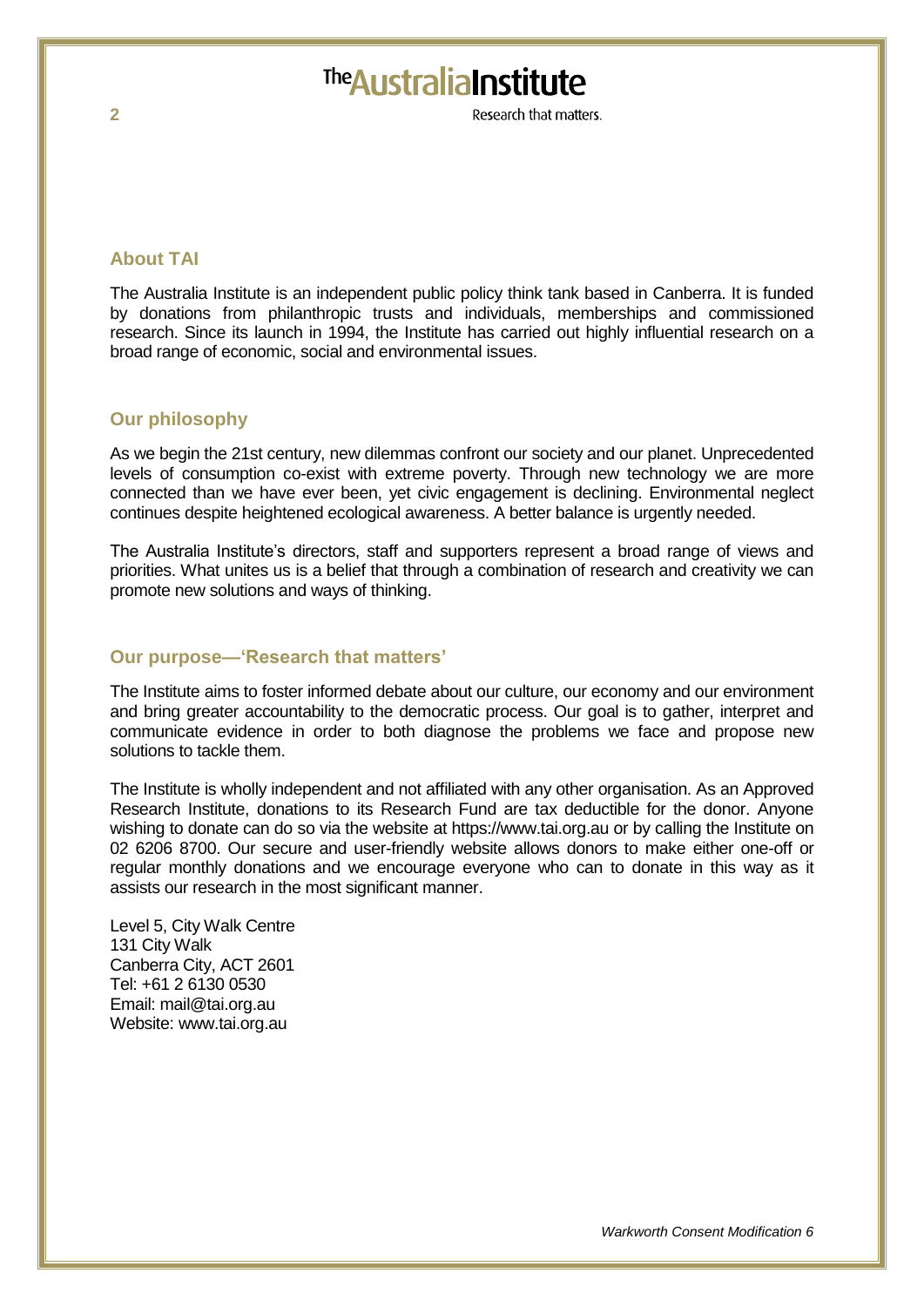## About TAI

The Australia Institute is an independent public policy think tank based in Canberra. It is funded by donations from philanthropic trusts and individuals, memberships and commissioned research. Since its launch in 1994, the Institute has carried out highly influential research on a broad range of economic, social and environmental issues.

## Our philosophy

As we begin the 21st century, new dilemmas confront our society and our planet. Unprecedented levels of consumption co-exist with extreme poverty. Through new technology we are more connected than we have ever been, yet civic engagement is declining. Environmental neglect continues despite heightened ecological awareness. A better balance is urgently needed.

The Australia Institute's directors, staff and supporters represent a broad range of views and priorities. What unites us is a belief that through a combination of research and creativity we can promote new solutions and ways of thinking.

## Our purpose—'Research that matters'

The Institute aims to foster informed debate about our culture, our economy and our environment and bring greater accountability to the democratic process. Our goal is to gather, interpret and communicate evidence in order to both diagnose the problems we face and propose new solutions to tackle them.

The Institute is wholly independent and not affiliated with any other organisation. As an Approved Research Institute, donations to its Research Fund are tax deductible for the donor. Anyone wishing to donate can do so via the website at https://www.tai.org.au or by calling the Institute on 02 6206 8700. Our secure and user-friendly website allows donors to make either one-off or regular monthly donations and we encourage everyone who can to donate in this way as it assists our research in the most significant manner.

Level 5, City Walk Centre
131 City Walk
Canberra City, ACT 2601
Tel: +61 2 6130 0530
Email: mail@tai.org.au
Website: www.tai.org.au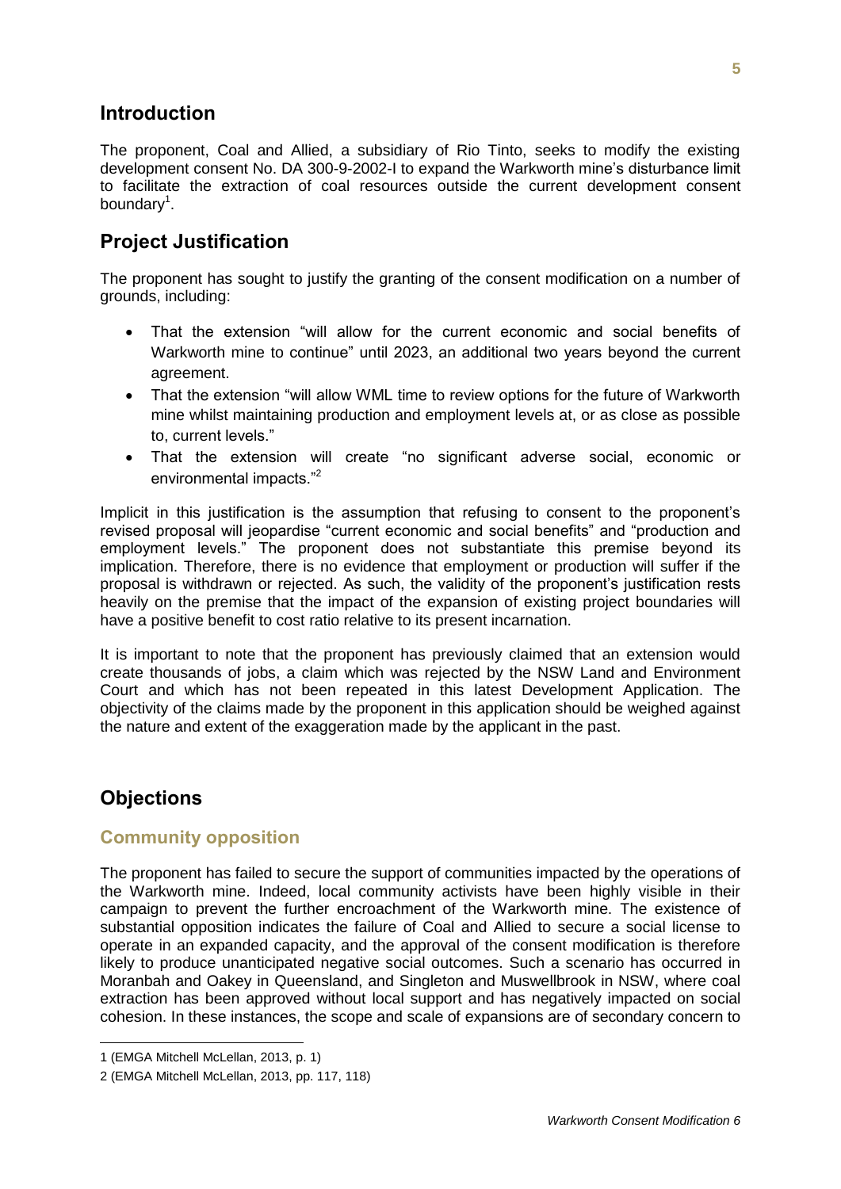## Introduction

The proponent, Coal and Allied, a subsidiary of Rio Tinto, seeks to modify the existing development consent No. DA 300-9-2002-I to expand the Warkworth mine's disturbance limit to facilitate the extraction of coal resources outside the current development consent boundary[1].

## Project Justification

The proponent has sought to justify the granting of the consent modification on a number of grounds, including:

- That the extension "will allow for the current economic and social benefits of Warkworth mine to continue" until 2023, an additional two years beyond the current agreement.
- That the extension "will allow WML time to review options for the future of Warkworth mine whilst maintaining production and employment levels at, or as close as possible to, current levels."
- That the extension will create "no significant adverse social, economic or environmental impacts."[2]

Implicit in this justification is the assumption that refusing to consent to the proponent's revised proposal will jeopardise "current economic and social benefits" and "production and employment levels." The proponent does not substantiate this premise beyond its implication. Therefore, there is no evidence that employment or production will suffer if the proposal is withdrawn or rejected. As such, the validity of the proponent's justification rests heavily on the premise that the impact of the expansion of existing project boundaries will have a positive benefit to cost ratio relative to its present incarnation.

It is important to note that the proponent has previously claimed that an extension would create thousands of jobs, a claim which was rejected by the NSW Land and Environment Court and which has not been repeated in this latest Development Application. The objectivity of the claims made by the proponent in this application should be weighed against the nature and extent of the exaggeration made by the applicant in the past.

## Objections

### Community opposition

The proponent has failed to secure the support of communities impacted by the operations of the Warkworth mine. Indeed, local community activists have been highly visible in their campaign to prevent the further encroachment of the Warkworth mine. The existence of substantial opposition indicates the failure of Coal and Allied to secure a social license to operate in an expanded capacity, and the approval of the consent modification is therefore likely to produce unanticipated negative social outcomes. Such a scenario has occurred in Moranbah and Oakey in Queensland, and Singleton and Muswellbrook in NSW, where coal extraction has been approved without local support and has negatively impacted on social cohesion. In these instances, the scope and scale of expansions are of secondary concern to

---

1 (EMGA Mitchell McLellan, 2013, p. 1)

2 (EMGA Mitchell McLellan, 2013, pp. 117, 118)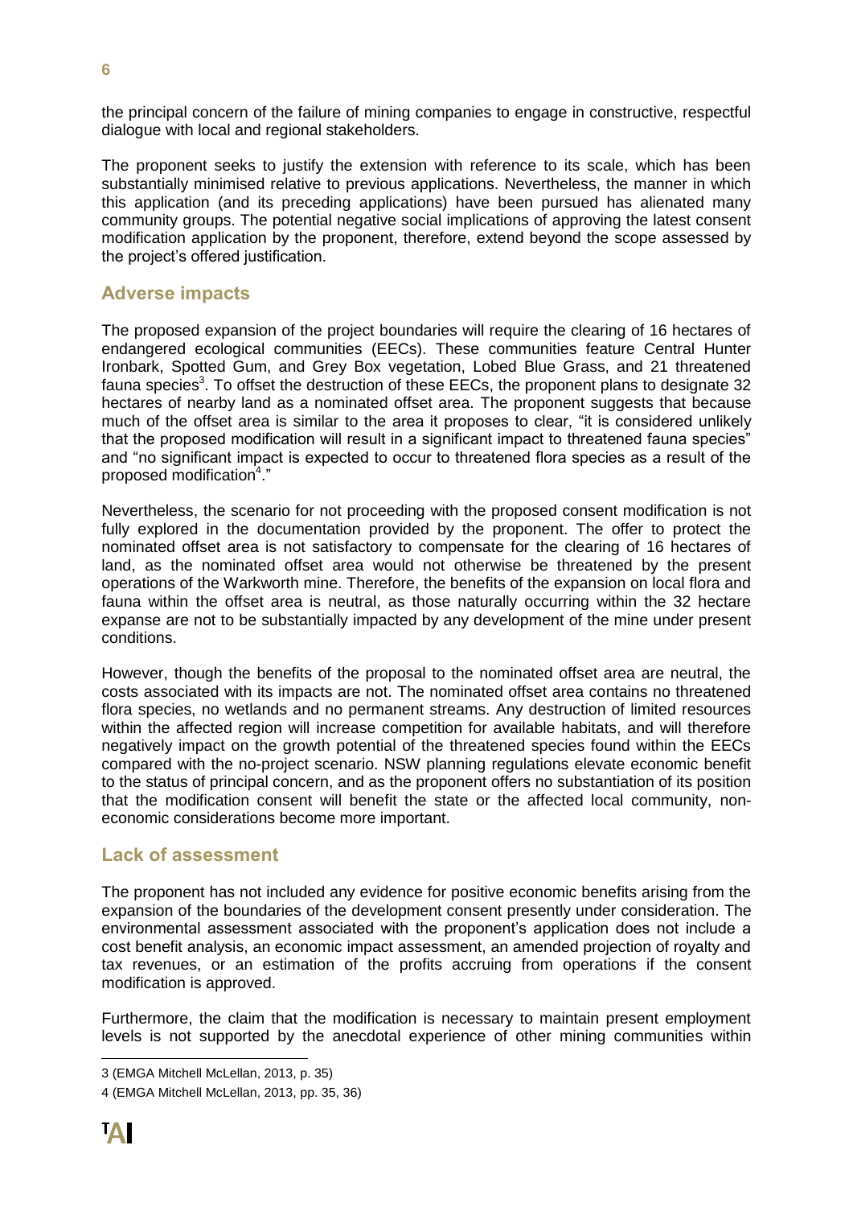the principal concern of the failure of mining companies to engage in constructive, respectful dialogue with local and regional stakeholders.

The proponent seeks to justify the extension with reference to its scale, which has been substantially minimised relative to previous applications. Nevertheless, the manner in which this application (and its preceding applications) have been pursued has alienated many community groups. The potential negative social implications of approving the latest consent modification application by the proponent, therefore, extend beyond the scope assessed by the project's offered justification.

## Adverse impacts

The proposed expansion of the project boundaries will require the clearing of 16 hectares of endangered ecological communities (EECs). These communities feature Central Hunter Ironbark, Spotted Gum, and Grey Box vegetation, Lobed Blue Grass, and 21 threatened fauna species[3]. To offset the destruction of these EECs, the proponent plans to designate 32 hectares of nearby land as a nominated offset area. The proponent suggests that because much of the offset area is similar to the area it proposes to clear, "it is considered unlikely that the proposed modification will result in a significant impact to threatened fauna species" and "no significant impact is expected to occur to threatened flora species as a result of the proposed modification[4]."

Nevertheless, the scenario for not proceeding with the proposed consent modification is not fully explored in the documentation provided by the proponent. The offer to protect the nominated offset area is not satisfactory to compensate for the clearing of 16 hectares of land, as the nominated offset area would not otherwise be threatened by the present operations of the Warkworth mine. Therefore, the benefits of the expansion on local flora and fauna within the offset area is neutral, as those naturally occurring within the 32 hectare expanse are not to be substantially impacted by any development of the mine under present conditions.

However, though the benefits of the proposal to the nominated offset area are neutral, the costs associated with its impacts are not. The nominated offset area contains no threatened flora species, no wetlands and no permanent streams. Any destruction of limited resources within the affected region will increase competition for available habitats, and will therefore negatively impact on the growth potential of the threatened species found within the EECs compared with the no-project scenario. NSW planning regulations elevate economic benefit to the status of principal concern, and as the proponent offers no substantiation of its position that the modification consent will benefit the state or the affected local community, non-economic considerations become more important.

## Lack of assessment

The proponent has not included any evidence for positive economic benefits arising from the expansion of the boundaries of the development consent presently under consideration. The environmental assessment associated with the proponent's application does not include a cost benefit analysis, an economic impact assessment, an amended projection of royalty and tax revenues, or an estimation of the profits accruing from operations if the consent modification is approved.

Furthermore, the claim that the modification is necessary to maintain present employment levels is not supported by the anecdotal experience of other mining communities within

---

3 (EMGA Mitchell McLellan, 2013, p. 35)

4 (EMGA Mitchell McLellan, 2013, pp. 35, 36)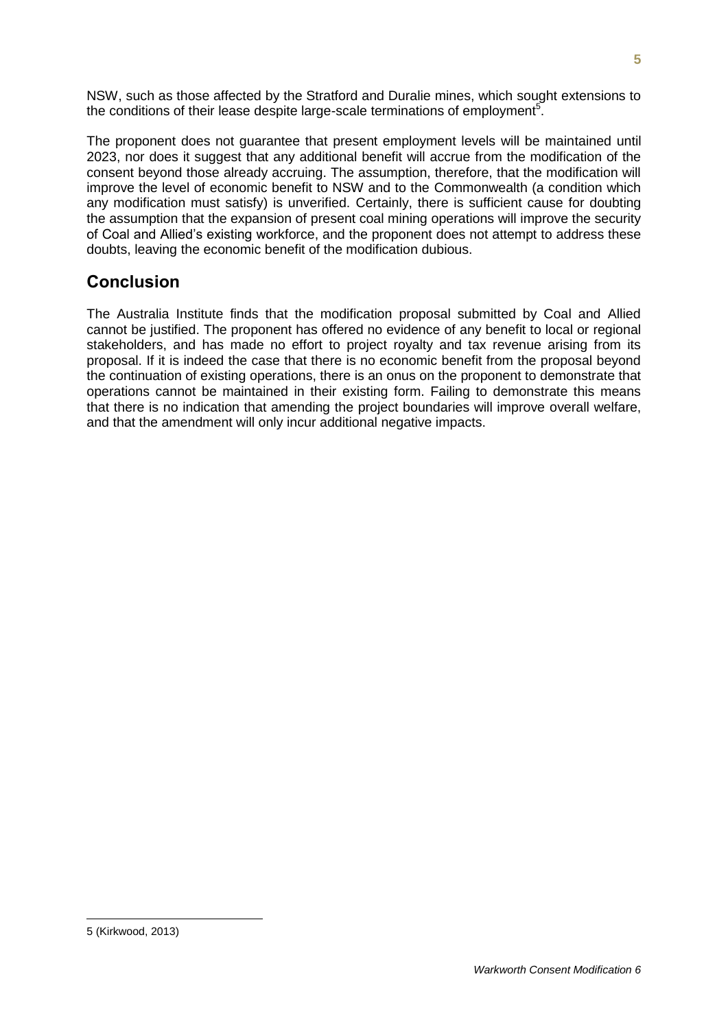NSW, such as those affected by the Stratford and Duralie mines, which sought extensions to the conditions of their lease despite large-scale terminations of employment[5].

The proponent does not guarantee that present employment levels will be maintained until 2023, nor does it suggest that any additional benefit will accrue from the modification of the consent beyond those already accruing. The assumption, therefore, that the modification will improve the level of economic benefit to NSW and to the Commonwealth (a condition which any modification must satisfy) is unverified. Certainly, there is sufficient cause for doubting the assumption that the expansion of present coal mining operations will improve the security of Coal and Allied's existing workforce, and the proponent does not attempt to address these doubts, leaving the economic benefit of the modification dubious.

## Conclusion

The Australia Institute finds that the modification proposal submitted by Coal and Allied cannot be justified. The proponent has offered no evidence of any benefit to local or regional stakeholders, and has made no effort to project royalty and tax revenue arising from its proposal. If it is indeed the case that there is no economic benefit from the proposal beyond the continuation of existing operations, there is an onus on the proponent to demonstrate that operations cannot be maintained in their existing form. Failing to demonstrate this means that there is no indication that amending the project boundaries will improve overall welfare, and that the amendment will only incur additional negative impacts.

---

5 (Kirkwood, 2013)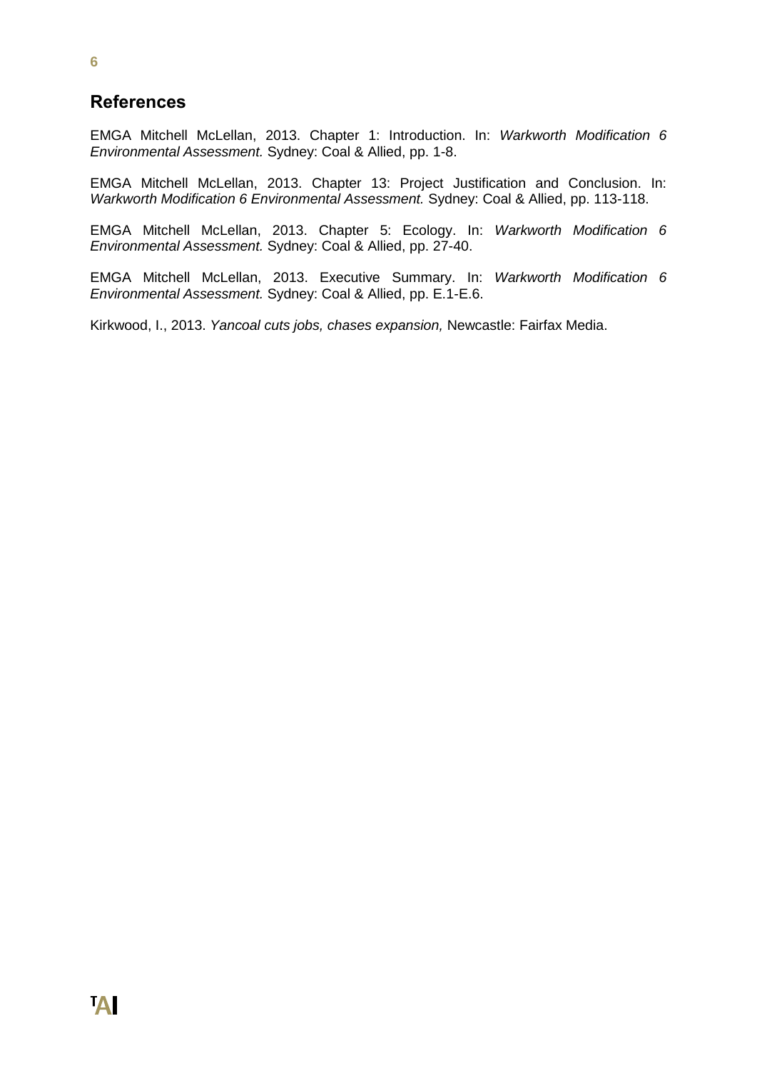## References

EMGA Mitchell McLellan, 2013. Chapter 1: Introduction. In: *Warkworth Modification 6 Environmental Assessment.* Sydney: Coal & Allied, pp. 1-8.

EMGA Mitchell McLellan, 2013. Chapter 13: Project Justification and Conclusion. In: *Warkworth Modification 6 Environmental Assessment.* Sydney: Coal & Allied, pp. 113-118.

EMGA Mitchell McLellan, 2013. Chapter 5: Ecology. In: *Warkworth Modification 6 Environmental Assessment.* Sydney: Coal & Allied, pp. 27-40.

EMGA Mitchell McLellan, 2013. Executive Summary. In: *Warkworth Modification 6 Environmental Assessment.* Sydney: Coal & Allied, pp. E.1-E.6.

Kirkwood, I., 2013. *Yancoal cuts jobs, chases expansion,* Newcastle: Fairfax Media.